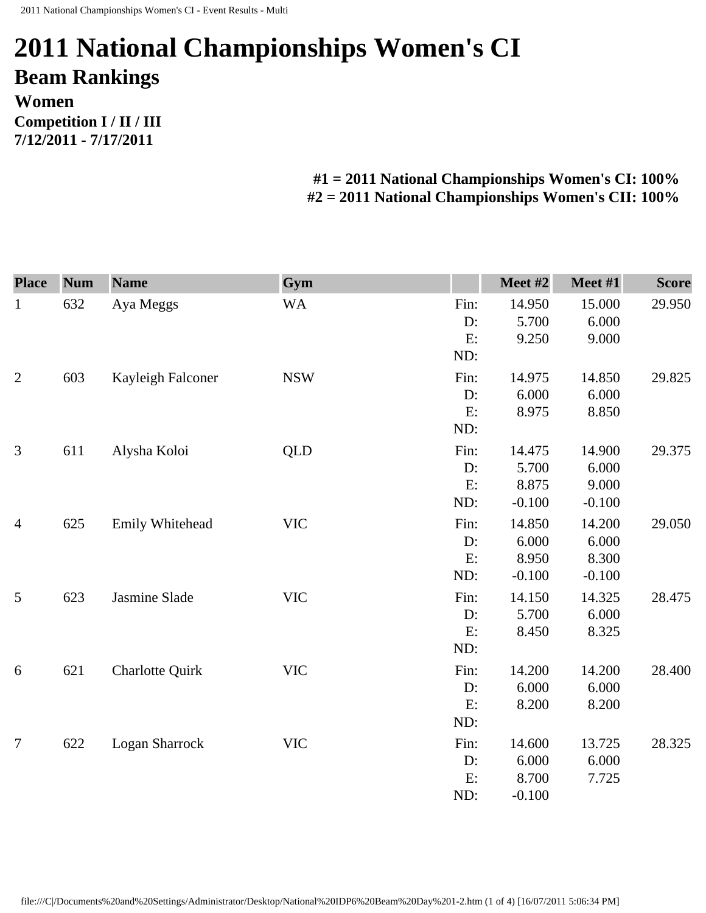# 2011 National Championships Women's CI

## Beam Rankings

### Women

**Competition I / II / III**
**7/12/2011 - 7/17/2011**

**#1 = 2011 National Championships Women's CI: 100%**
**#2 = 2011 National Championships Women's CII: 100%**

| Place | Num | Name | Gym | | Meet #2 | Meet #1 | Score |
|---|---|---|---|---|---|---|---|
| 1 | 632 | Aya Meggs | WA | Fin: | 14.950 | 15.000 | 29.950 |
| | | | | D: | 5.700 | 6.000 | |
| | | | | E: | 9.250 | 9.000 | |
| | | | | ND: | | | |
| 2 | 603 | Kayleigh Falconer | NSW | Fin: | 14.975 | 14.850 | 29.825 |
| | | | | D: | 6.000 | 6.000 | |
| | | | | E: | 8.975 | 8.850 | |
| | | | | ND: | | | |
| 3 | 611 | Alysha Koloi | QLD | Fin: | 14.475 | 14.900 | 29.375 |
| | | | | D: | 5.700 | 6.000 | |
| | | | | E: | 8.875 | 9.000 | |
| | | | | ND: | -0.100 | -0.100 | |
| 4 | 625 | Emily Whitehead | VIC | Fin: | 14.850 | 14.200 | 29.050 |
| | | | | D: | 6.000 | 6.000 | |
| | | | | E: | 8.950 | 8.300 | |
| | | | | ND: | -0.100 | -0.100 | |
| 5 | 623 | Jasmine Slade | VIC | Fin: | 14.150 | 14.325 | 28.475 |
| | | | | D: | 5.700 | 6.000 | |
| | | | | E: | 8.450 | 8.325 | |
| | | | | ND: | | | |
| 6 | 621 | Charlotte Quirk | VIC | Fin: | 14.200 | 14.200 | 28.400 |
| | | | | D: | 6.000 | 6.000 | |
| | | | | E: | 8.200 | 8.200 | |
| | | | | ND: | | | |
| 7 | 622 | Logan Sharrock | VIC | Fin: | 14.600 | 13.725 | 28.325 |
| | | | | D: | 6.000 | 6.000 | |
| | | | | E: | 8.700 | 7.725 | |
| | | | | ND: | -0.100 | | |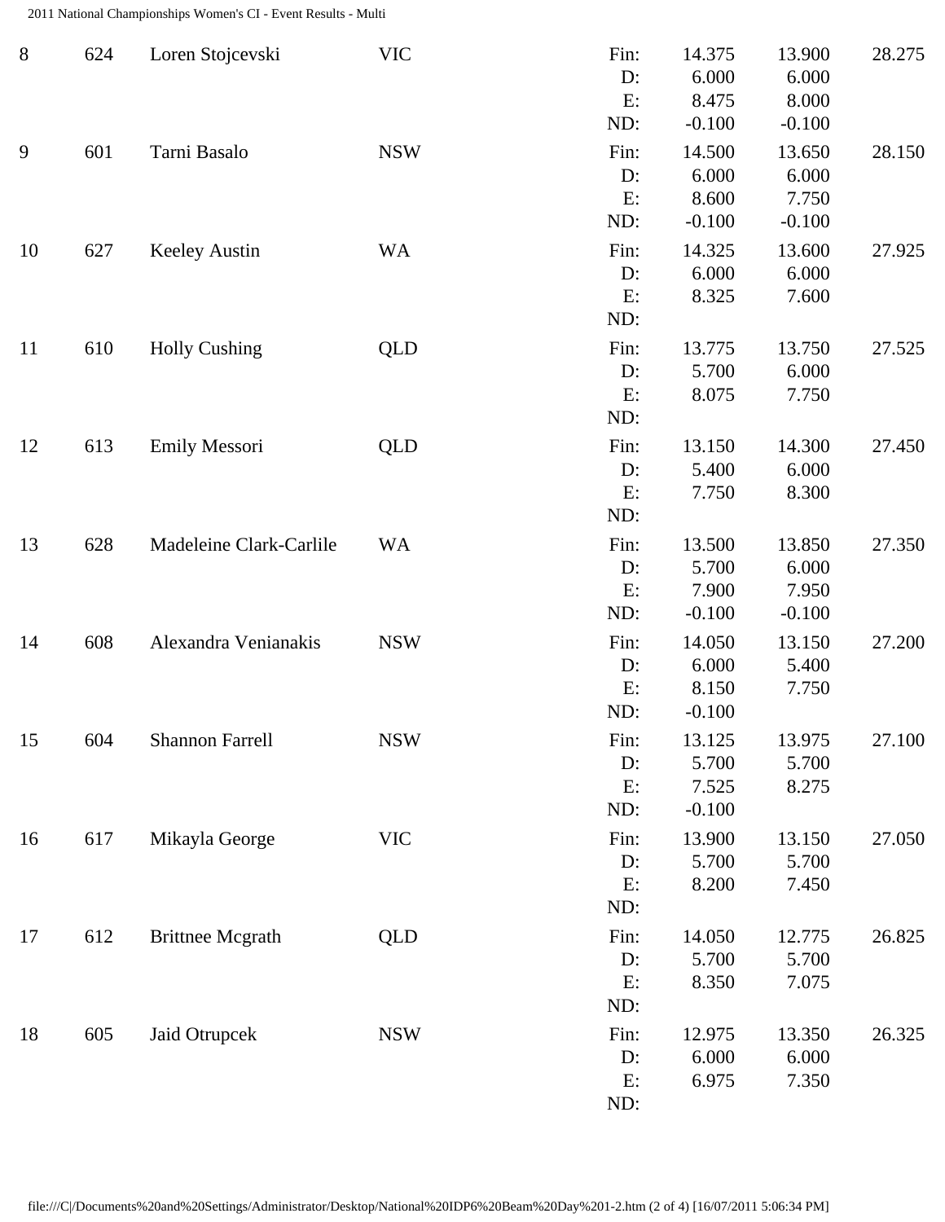| Rank | No. | Name | State | | Apparatus 1 | Apparatus 2 | Total |
|---|---|---|---|---|---|---|---|
| 8 | 624 | Loren Stojcevski | VIC | Fin: | 14.375 | 13.900 | 28.275 |
| | | | | D: | 6.000 | 6.000 | |
| | | | | E: | 8.475 | 8.000 | |
| | | | | ND: | -0.100 | -0.100 | |
| 9 | 601 | Tarni Basalo | NSW | Fin: | 14.500 | 13.650 | 28.150 |
| | | | | D: | 6.000 | 6.000 | |
| | | | | E: | 8.600 | 7.750 | |
| | | | | ND: | -0.100 | -0.100 | |
| 10 | 627 | Keeley Austin | WA | Fin: | 14.325 | 13.600 | 27.925 |
| | | | | D: | 6.000 | 6.000 | |
| | | | | E: | 8.325 | 7.600 | |
| | | | | ND: | | | |
| 11 | 610 | Holly Cushing | QLD | Fin: | 13.775 | 13.750 | 27.525 |
| | | | | D: | 5.700 | 6.000 | |
| | | | | E: | 8.075 | 7.750 | |
| | | | | ND: | | | |
| 12 | 613 | Emily Messori | QLD | Fin: | 13.150 | 14.300 | 27.450 |
| | | | | D: | 5.400 | 6.000 | |
| | | | | E: | 7.750 | 8.300 | |
| | | | | ND: | | | |
| 13 | 628 | Madeleine Clark-Carlile | WA | Fin: | 13.500 | 13.850 | 27.350 |
| | | | | D: | 5.700 | 6.000 | |
| | | | | E: | 7.900 | 7.950 | |
| | | | | ND: | -0.100 | -0.100 | |
| 14 | 608 | Alexandra Venianakis | NSW | Fin: | 14.050 | 13.150 | 27.200 |
| | | | | D: | 6.000 | 5.400 | |
| | | | | E: | 8.150 | 7.750 | |
| | | | | ND: | -0.100 | | |
| 15 | 604 | Shannon Farrell | NSW | Fin: | 13.125 | 13.975 | 27.100 |
| | | | | D: | 5.700 | 5.700 | |
| | | | | E: | 7.525 | 8.275 | |
| | | | | ND: | -0.100 | | |
| 16 | 617 | Mikayla George | VIC | Fin: | 13.900 | 13.150 | 27.050 |
| | | | | D: | 5.700 | 5.700 | |
| | | | | E: | 8.200 | 7.450 | |
| | | | | ND: | | | |
| 17 | 612 | Brittnee Mcgrath | QLD | Fin: | 14.050 | 12.775 | 26.825 |
| | | | | D: | 5.700 | 5.700 | |
| | | | | E: | 8.350 | 7.075 | |
| | | | | ND: | | | |
| 18 | 605 | Jaid Otrupcek | NSW | Fin: | 12.975 | 13.350 | 26.325 |
| | | | | D: | 6.000 | 6.000 | |
| | | | | E: | 6.975 | 7.350 | |
| | | | | ND: | | | |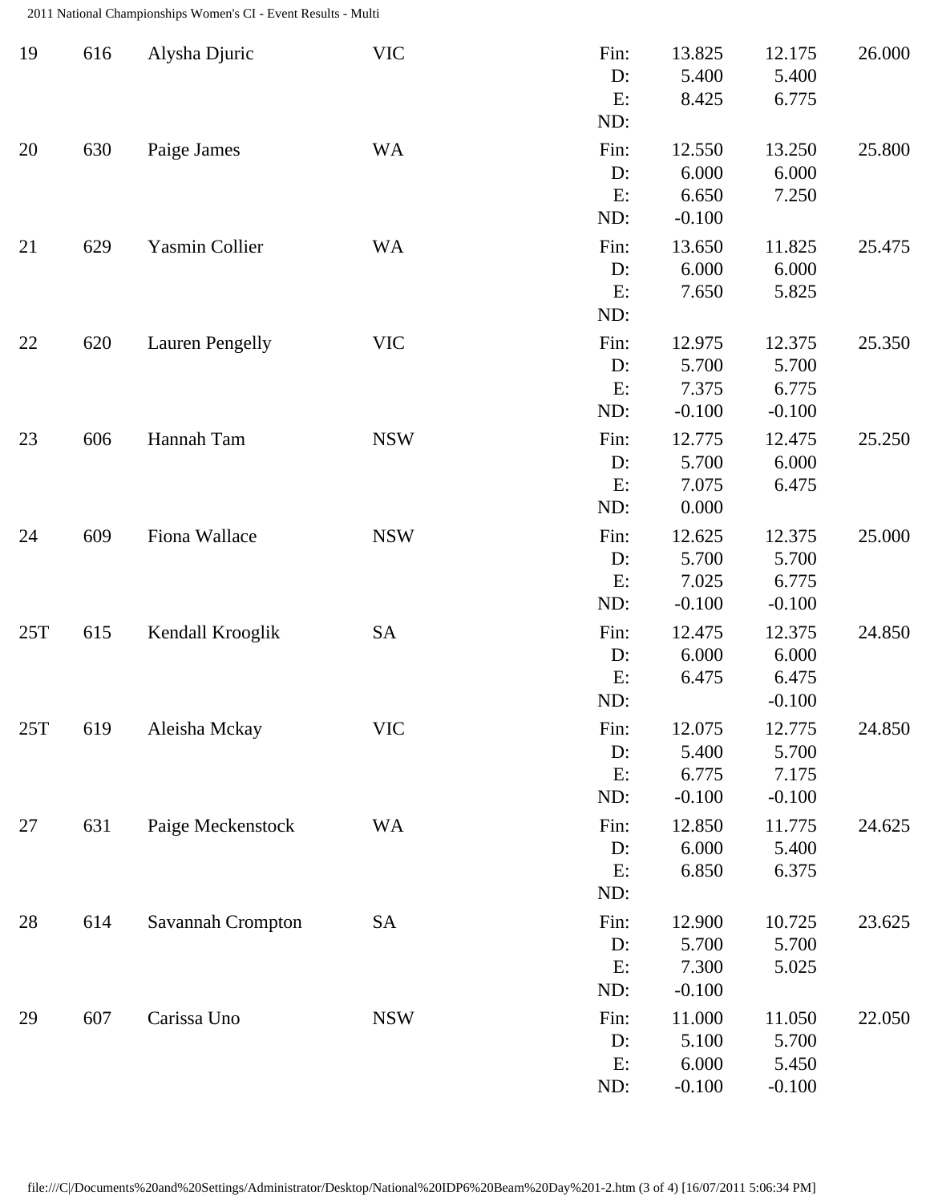| Rank | No. | Name | State | | Score 1 | Score 2 | Total |
|---|---|---|---|---|---|---|---|
| 19 | 616 | Alysha Djuric | VIC | Fin: | 13.825 | 12.175 | 26.000 |
| | | | | D: | 5.400 | 5.400 | |
| | | | | E: | 8.425 | 6.775 | |
| | | | | ND: | | | |
| 20 | 630 | Paige James | WA | Fin: | 12.550 | 13.250 | 25.800 |
| | | | | D: | 6.000 | 6.000 | |
| | | | | E: | 6.650 | 7.250 | |
| | | | | ND: | -0.100 | | |
| 21 | 629 | Yasmin Collier | WA | Fin: | 13.650 | 11.825 | 25.475 |
| | | | | D: | 6.000 | 6.000 | |
| | | | | E: | 7.650 | 5.825 | |
| | | | | ND: | | | |
| 22 | 620 | Lauren Pengelly | VIC | Fin: | 12.975 | 12.375 | 25.350 |
| | | | | D: | 5.700 | 5.700 | |
| | | | | E: | 7.375 | 6.775 | |
| | | | | ND: | -0.100 | -0.100 | |
| 23 | 606 | Hannah Tam | NSW | Fin: | 12.775 | 12.475 | 25.250 |
| | | | | D: | 5.700 | 6.000 | |
| | | | | E: | 7.075 | 6.475 | |
| | | | | ND: | 0.000 | | |
| 24 | 609 | Fiona Wallace | NSW | Fin: | 12.625 | 12.375 | 25.000 |
| | | | | D: | 5.700 | 5.700 | |
| | | | | E: | 7.025 | 6.775 | |
| | | | | ND: | -0.100 | -0.100 | |
| 25T | 615 | Kendall Krooglik | SA | Fin: | 12.475 | 12.375 | 24.850 |
| | | | | D: | 6.000 | 6.000 | |
| | | | | E: | 6.475 | 6.475 | |
| | | | | ND: | | -0.100 | |
| 25T | 619 | Aleisha Mckay | VIC | Fin: | 12.075 | 12.775 | 24.850 |
| | | | | D: | 5.400 | 5.700 | |
| | | | | E: | 6.775 | 7.175 | |
| | | | | ND: | -0.100 | -0.100 | |
| 27 | 631 | Paige Meckenstock | WA | Fin: | 12.850 | 11.775 | 24.625 |
| | | | | D: | 6.000 | 5.400 | |
| | | | | E: | 6.850 | 6.375 | |
| | | | | ND: | | | |
| 28 | 614 | Savannah Crompton | SA | Fin: | 12.900 | 10.725 | 23.625 |
| | | | | D: | 5.700 | 5.700 | |
| | | | | E: | 7.300 | 5.025 | |
| | | | | ND: | -0.100 | | |
| 29 | 607 | Carissa Uno | NSW | Fin: | 11.000 | 11.050 | 22.050 |
| | | | | D: | 5.100 | 5.700 | |
| | | | | E: | 6.000 | 5.450 | |
| | | | | ND: | -0.100 | -0.100 | |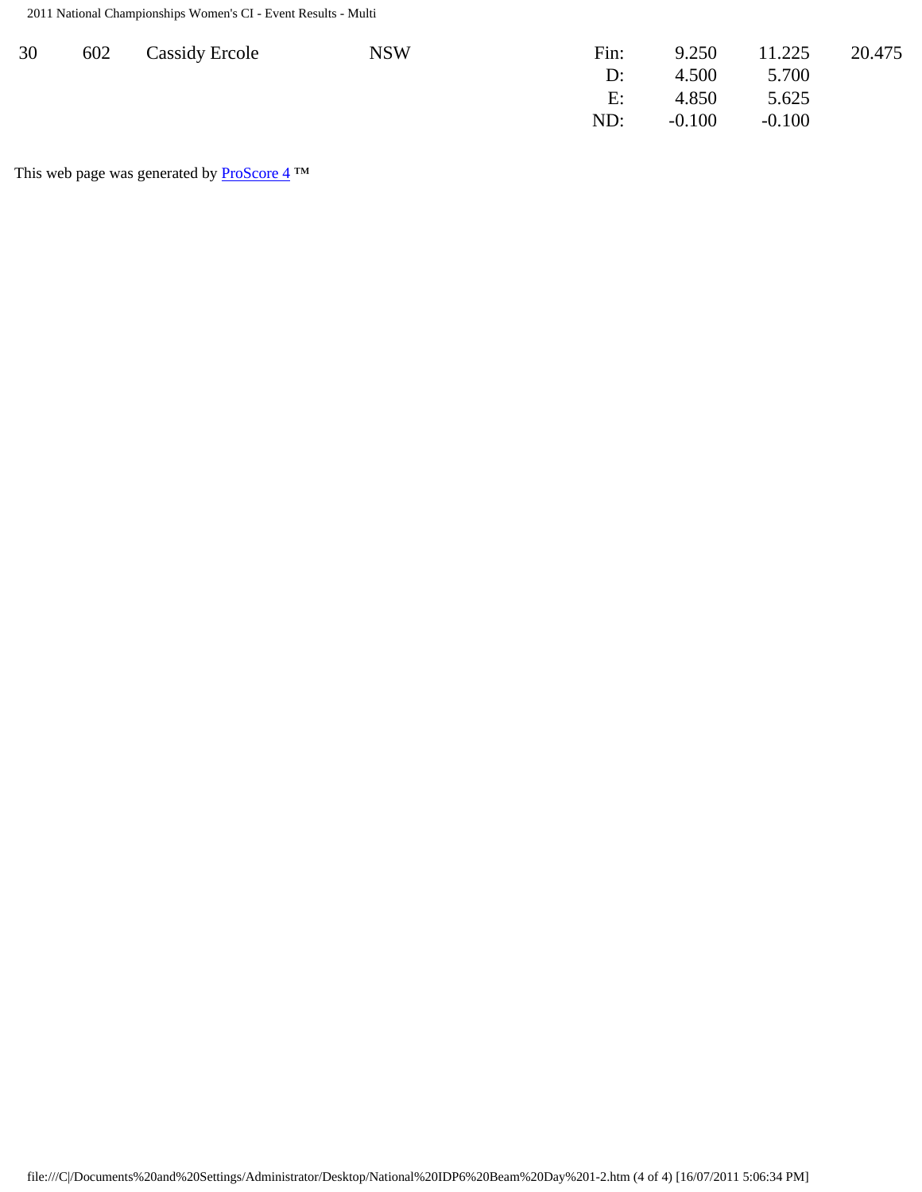| | | | | | | | |
|---|---|---|---|---|---|---|---|
| 30 | 602 | Cassidy Ercole | NSW | Fin: | 9.250 | 11.225 | 20.475 |
| | | | | D: | 4.500 | 5.700 | |
| | | | | E: | 4.850 | 5.625 | |
| | | | | ND: | -0.100 | -0.100 | |

This web page was generated by ProScore 4 ™